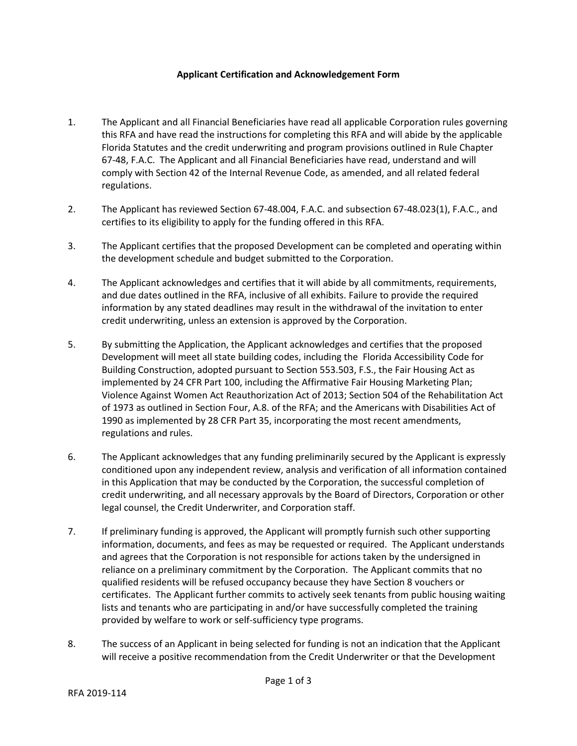**Applicant Certification and Acknowledgement Form**

1. The Applicant and all Financial Beneficiaries have read all applicable Corporation rules governing this RFA and have read the instructions for completing this RFA and will abide by the applicable Florida Statutes and the credit underwriting and program provisions outlined in Rule Chapter 67-48, F.A.C. The Applicant and all Financial Beneficiaries have read, understand and will comply with Section 42 of the Internal Revenue Code, as amended, and all related federal regulations.

2. The Applicant has reviewed Section 67-48.004, F.A.C. and subsection 67-48.023(1), F.A.C., and certifies to its eligibility to apply for the funding offered in this RFA.

3. The Applicant certifies that the proposed Development can be completed and operating within the development schedule and budget submitted to the Corporation.

4. The Applicant acknowledges and certifies that it will abide by all commitments, requirements, and due dates outlined in the RFA, inclusive of all exhibits. Failure to provide the required information by any stated deadlines may result in the withdrawal of the invitation to enter credit underwriting, unless an extension is approved by the Corporation.

5. By submitting the Application, the Applicant acknowledges and certifies that the proposed Development will meet all state building codes, including the Florida Accessibility Code for Building Construction, adopted pursuant to Section 553.503, F.S., the Fair Housing Act as implemented by 24 CFR Part 100, including the Affirmative Fair Housing Marketing Plan; Violence Against Women Act Reauthorization Act of 2013; Section 504 of the Rehabilitation Act of 1973 as outlined in Section Four, A.8. of the RFA; and the Americans with Disabilities Act of 1990 as implemented by 28 CFR Part 35, incorporating the most recent amendments, regulations and rules.

6. The Applicant acknowledges that any funding preliminarily secured by the Applicant is expressly conditioned upon any independent review, analysis and verification of all information contained in this Application that may be conducted by the Corporation, the successful completion of credit underwriting, and all necessary approvals by the Board of Directors, Corporation or other legal counsel, the Credit Underwriter, and Corporation staff.

7. If preliminary funding is approved, the Applicant will promptly furnish such other supporting information, documents, and fees as may be requested or required. The Applicant understands and agrees that the Corporation is not responsible for actions taken by the undersigned in reliance on a preliminary commitment by the Corporation. The Applicant commits that no qualified residents will be refused occupancy because they have Section 8 vouchers or certificates. The Applicant further commits to actively seek tenants from public housing waiting lists and tenants who are participating in and/or have successfully completed the training provided by welfare to work or self-sufficiency type programs.

8. The success of an Applicant in being selected for funding is not an indication that the Applicant will receive a positive recommendation from the Credit Underwriter or that the Development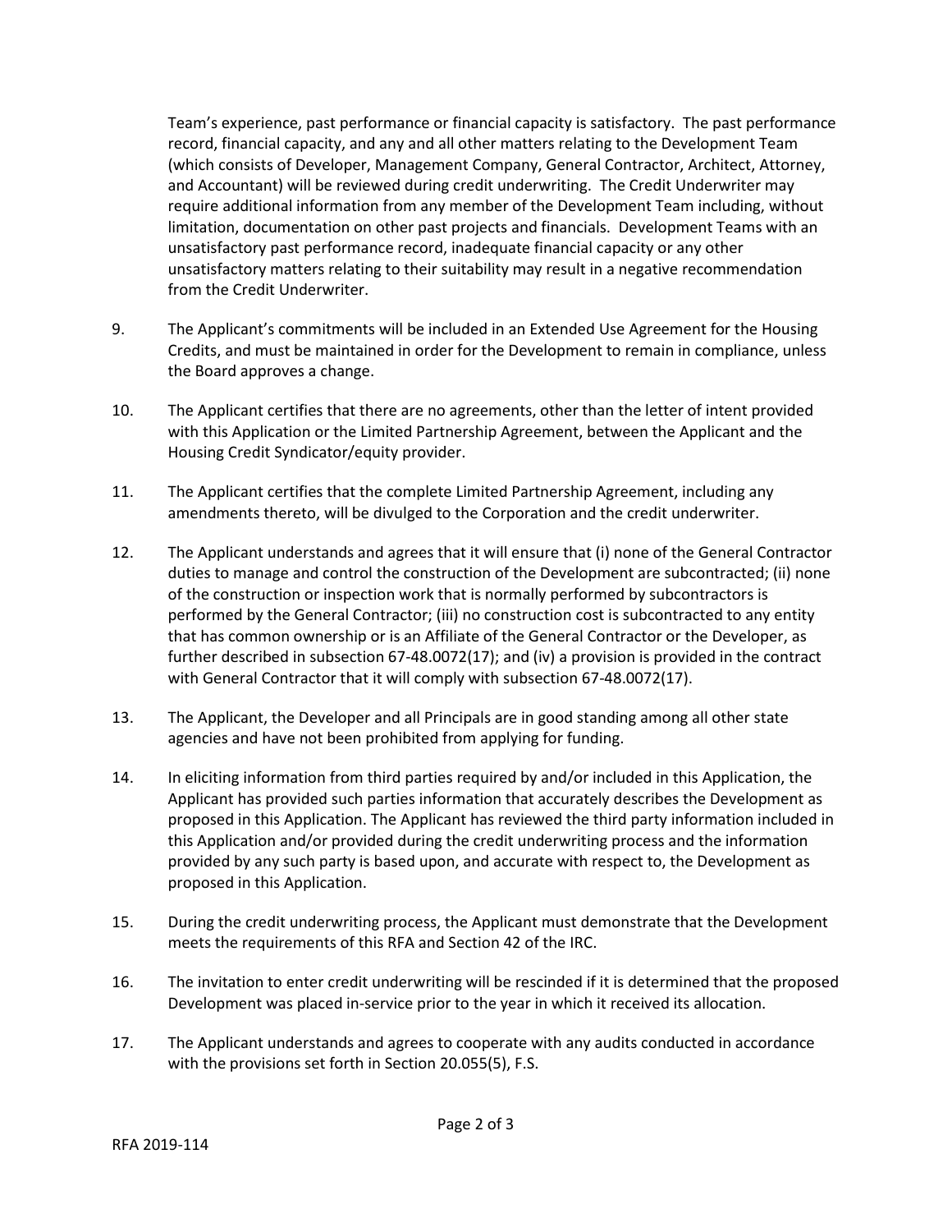Team's experience, past performance or financial capacity is satisfactory. The past performance record, financial capacity, and any and all other matters relating to the Development Team (which consists of Developer, Management Company, General Contractor, Architect, Attorney, and Accountant) will be reviewed during credit underwriting. The Credit Underwriter may require additional information from any member of the Development Team including, without limitation, documentation on other past projects and financials. Development Teams with an unsatisfactory past performance record, inadequate financial capacity or any other unsatisfactory matters relating to their suitability may result in a negative recommendation from the Credit Underwriter.

9. The Applicant's commitments will be included in an Extended Use Agreement for the Housing Credits, and must be maintained in order for the Development to remain in compliance, unless the Board approves a change.

10. The Applicant certifies that there are no agreements, other than the letter of intent provided with this Application or the Limited Partnership Agreement, between the Applicant and the Housing Credit Syndicator/equity provider.

11. The Applicant certifies that the complete Limited Partnership Agreement, including any amendments thereto, will be divulged to the Corporation and the credit underwriter.

12. The Applicant understands and agrees that it will ensure that (i) none of the General Contractor duties to manage and control the construction of the Development are subcontracted; (ii) none of the construction or inspection work that is normally performed by subcontractors is performed by the General Contractor; (iii) no construction cost is subcontracted to any entity that has common ownership or is an Affiliate of the General Contractor or the Developer, as further described in subsection 67-48.0072(17); and (iv) a provision is provided in the contract with General Contractor that it will comply with subsection 67-48.0072(17).

13. The Applicant, the Developer and all Principals are in good standing among all other state agencies and have not been prohibited from applying for funding.

14. In eliciting information from third parties required by and/or included in this Application, the Applicant has provided such parties information that accurately describes the Development as proposed in this Application. The Applicant has reviewed the third party information included in this Application and/or provided during the credit underwriting process and the information provided by any such party is based upon, and accurate with respect to, the Development as proposed in this Application.

15. During the credit underwriting process, the Applicant must demonstrate that the Development meets the requirements of this RFA and Section 42 of the IRC.

16. The invitation to enter credit underwriting will be rescinded if it is determined that the proposed Development was placed in-service prior to the year in which it received its allocation.

17. The Applicant understands and agrees to cooperate with any audits conducted in accordance with the provisions set forth in Section 20.055(5), F.S.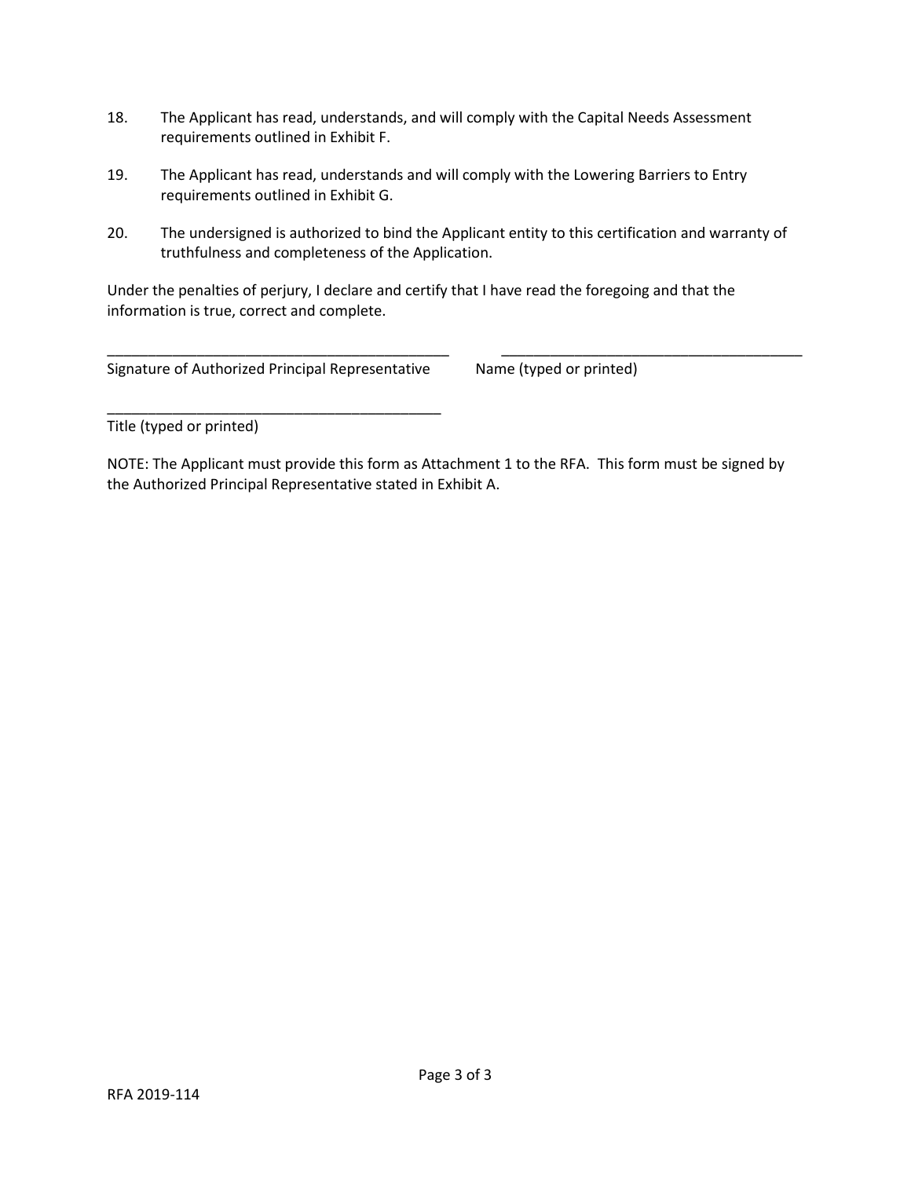18. The Applicant has read, understands, and will comply with the Capital Needs Assessment requirements outlined in Exhibit F.

19. The Applicant has read, understands and will comply with the Lowering Barriers to Entry requirements outlined in Exhibit G.

20. The undersigned is authorized to bind the Applicant entity to this certification and warranty of truthfulness and completeness of the Application.

Under the penalties of perjury, I declare and certify that I have read the foregoing and that the information is true, correct and complete.

\_\_\_\_\_\_\_\_\_\_\_\_\_\_\_\_\_\_\_\_\_\_\_\_\_\_\_\_\_\_\_\_\_\_\_\_\_\_\_\_\_\_ \_\_\_\_\_\_\_\_\_\_\_\_\_\_\_\_\_\_\_\_\_\_\_\_\_\_\_\_\_\_\_\_\_\_\_\_\_\_\_
Signature of Authorized Principal Representative Name (typed or printed)

\_\_\_\_\_\_\_\_\_\_\_\_\_\_\_\_\_\_\_\_\_\_\_\_\_\_\_\_\_\_\_\_\_\_\_\_\_\_\_\_\_\_
Title (typed or printed)

NOTE: The Applicant must provide this form as Attachment 1 to the RFA. This form must be signed by the Authorized Principal Representative stated in Exhibit A.